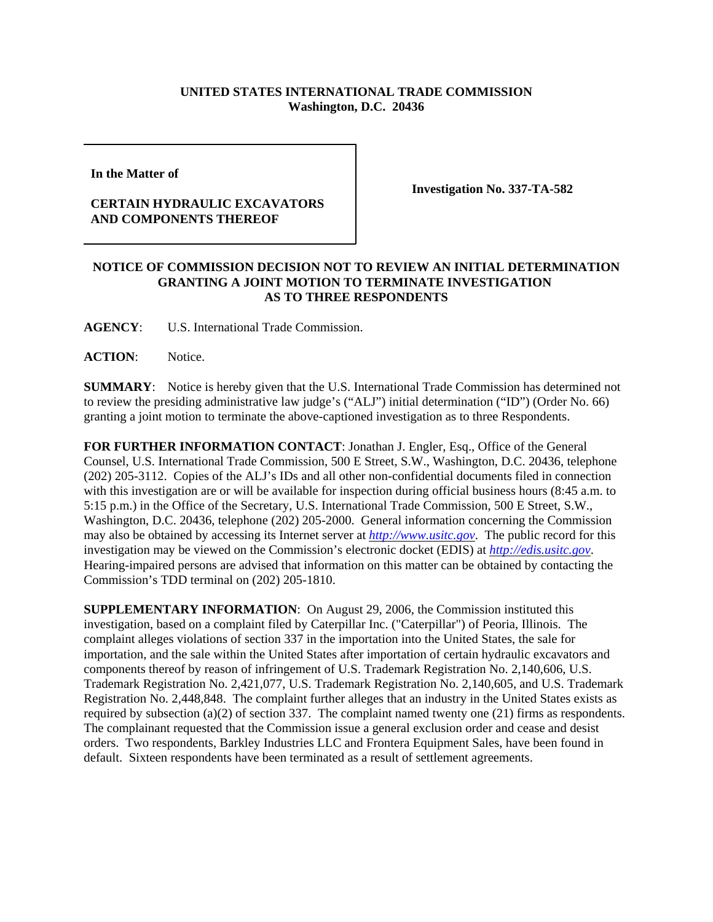**UNITED STATES INTERNATIONAL TRADE COMMISSION**
**Washington, D.C. 20436**

| **In the Matter of**<br><br>**CERTAIN HYDRAULIC EXCAVATORS AND COMPONENTS THEREOF** | **Investigation No. 337-TA-582** |
|---|---|

**NOTICE OF COMMISSION DECISION NOT TO REVIEW AN INITIAL DETERMINATION GRANTING A JOINT MOTION TO TERMINATE INVESTIGATION AS TO THREE RESPONDENTS**

**AGENCY**: U.S. International Trade Commission.

**ACTION**: Notice.

**SUMMARY**: Notice is hereby given that the U.S. International Trade Commission has determined not to review the presiding administrative law judge's ("ALJ") initial determination ("ID") (Order No. 66) granting a joint motion to terminate the above-captioned investigation as to three Respondents.

**FOR FURTHER INFORMATION CONTACT**: Jonathan J. Engler, Esq., Office of the General Counsel, U.S. International Trade Commission, 500 E Street, S.W., Washington, D.C. 20436, telephone (202) 205-3112. Copies of the ALJ's IDs and all other non-confidential documents filed in connection with this investigation are or will be available for inspection during official business hours (8:45 a.m. to 5:15 p.m.) in the Office of the Secretary, U.S. International Trade Commission, 500 E Street, S.W., Washington, D.C. 20436, telephone (202) 205-2000. General information concerning the Commission may also be obtained by accessing its Internet server at *http://www.usitc.gov*. The public record for this investigation may be viewed on the Commission's electronic docket (EDIS) at *http://edis.usitc.gov*. Hearing-impaired persons are advised that information on this matter can be obtained by contacting the Commission's TDD terminal on (202) 205-1810.

**SUPPLEMENTARY INFORMATION**: On August 29, 2006, the Commission instituted this investigation, based on a complaint filed by Caterpillar Inc. ("Caterpillar") of Peoria, Illinois. The complaint alleges violations of section 337 in the importation into the United States, the sale for importation, and the sale within the United States after importation of certain hydraulic excavators and components thereof by reason of infringement of U.S. Trademark Registration No. 2,140,606, U.S. Trademark Registration No. 2,421,077, U.S. Trademark Registration No. 2,140,605, and U.S. Trademark Registration No. 2,448,848. The complaint further alleges that an industry in the United States exists as required by subsection (a)(2) of section 337. The complaint named twenty one (21) firms as respondents. The complainant requested that the Commission issue a general exclusion order and cease and desist orders. Two respondents, Barkley Industries LLC and Frontera Equipment Sales, have been found in default. Sixteen respondents have been terminated as a result of settlement agreements.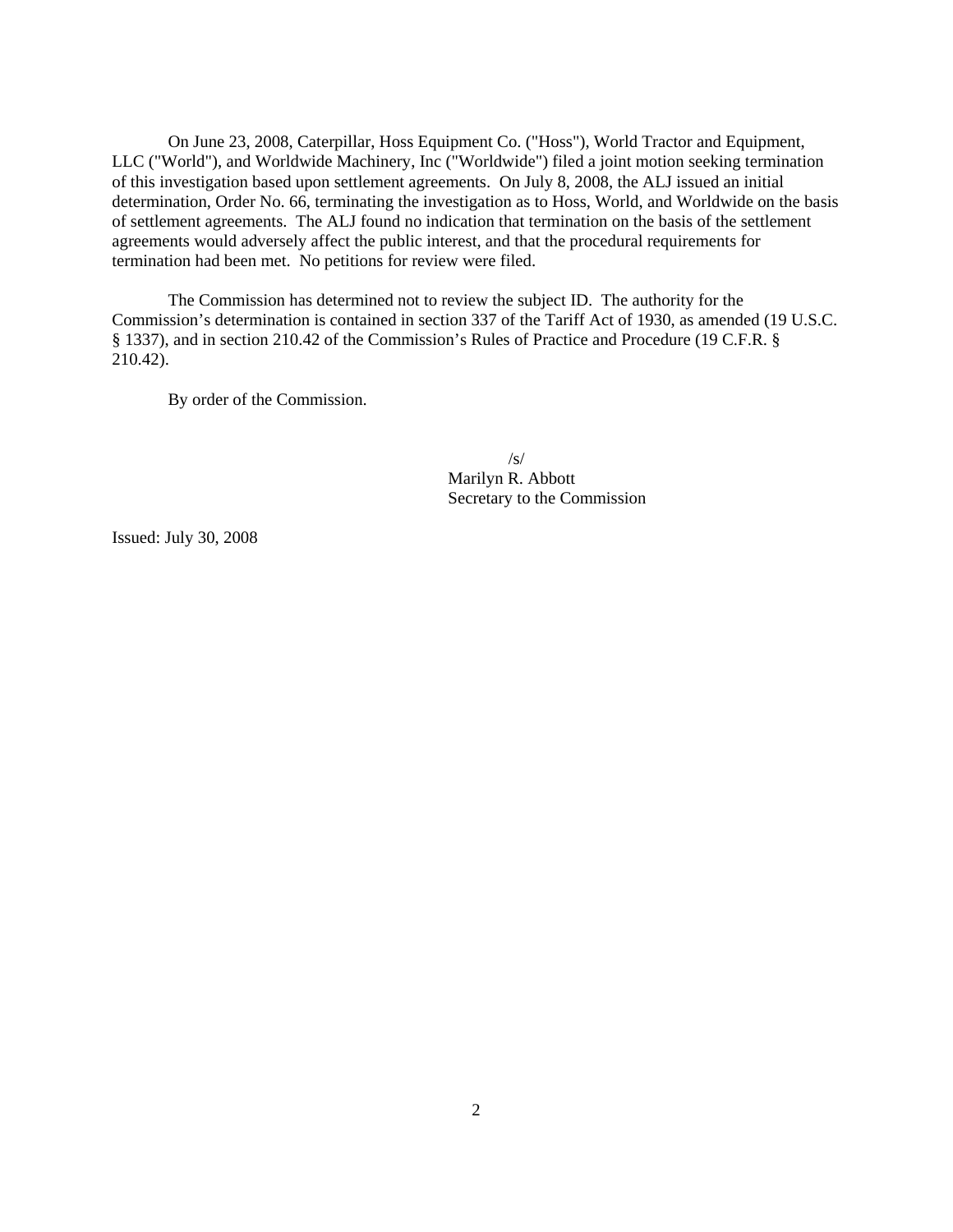On June 23, 2008, Caterpillar, Hoss Equipment Co. ("Hoss"), World Tractor and Equipment, LLC ("World"), and Worldwide Machinery, Inc ("Worldwide") filed a joint motion seeking termination of this investigation based upon settlement agreements. On July 8, 2008, the ALJ issued an initial determination, Order No. 66, terminating the investigation as to Hoss, World, and Worldwide on the basis of settlement agreements. The ALJ found no indication that termination on the basis of the settlement agreements would adversely affect the public interest, and that the procedural requirements for termination had been met. No petitions for review were filed.

The Commission has determined not to review the subject ID. The authority for the Commission's determination is contained in section 337 of the Tariff Act of 1930, as amended (19 U.S.C. § 1337), and in section 210.42 of the Commission's Rules of Practice and Procedure (19 C.F.R. § 210.42).

By order of the Commission.

/s/
Marilyn R. Abbott
Secretary to the Commission

Issued: July 30, 2008